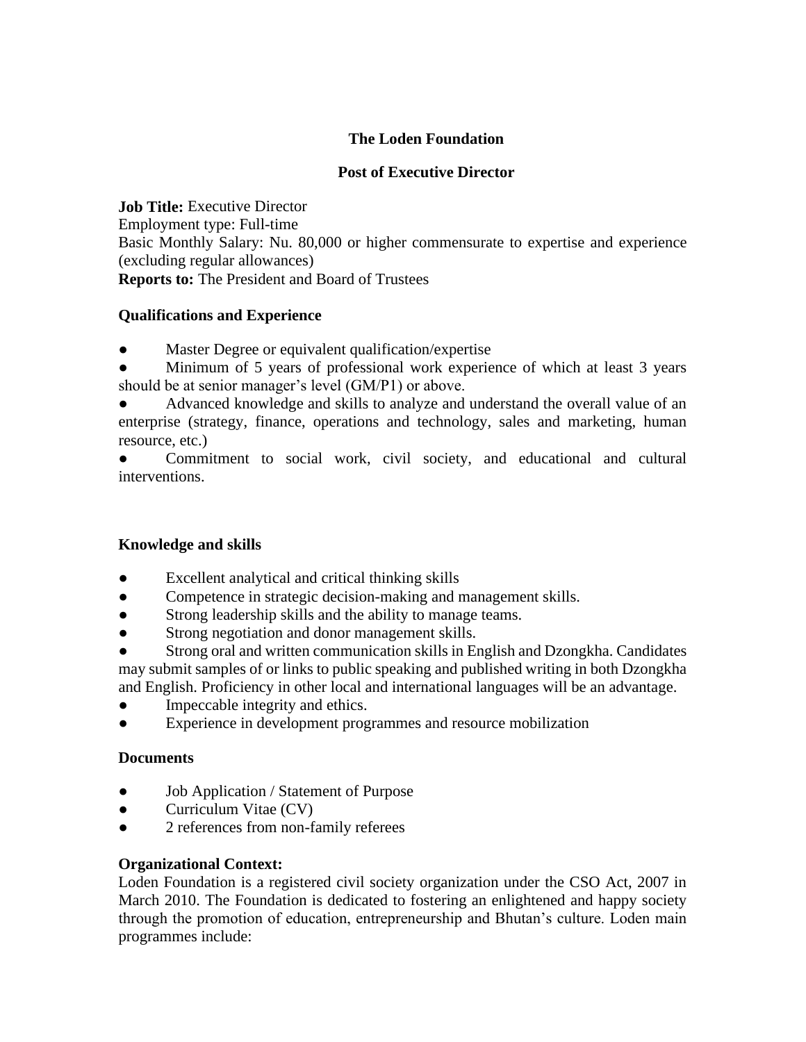# The Loden Foundation

## Post of Executive Director

**Job Title:** Executive Director
Employment type: Full-time
Basic Monthly Salary: Nu. 80,000 or higher commensurate to expertise and experience (excluding regular allowances)
**Reports to:** The President and Board of Trustees

### Qualifications and Experience

- Master Degree or equivalent qualification/expertise
- Minimum of 5 years of professional work experience of which at least 3 years should be at senior manager's level (GM/P1) or above.
- Advanced knowledge and skills to analyze and understand the overall value of an enterprise (strategy, finance, operations and technology, sales and marketing, human resource, etc.)
- Commitment to social work, civil society, and educational and cultural interventions.

### Knowledge and skills

- Excellent analytical and critical thinking skills
- Competence in strategic decision-making and management skills.
- Strong leadership skills and the ability to manage teams.
- Strong negotiation and donor management skills.
- Strong oral and written communication skills in English and Dzongkha. Candidates may submit samples of or links to public speaking and published writing in both Dzongkha and English. Proficiency in other local and international languages will be an advantage.
- Impeccable integrity and ethics.
- Experience in development programmes and resource mobilization

### Documents

- Job Application / Statement of Purpose
- Curriculum Vitae (CV)
- 2 references from non-family referees

### Organizational Context:

Loden Foundation is a registered civil society organization under the CSO Act, 2007 in March 2010. The Foundation is dedicated to fostering an enlightened and happy society through the promotion of education, entrepreneurship and Bhutan's culture. Loden main programmes include: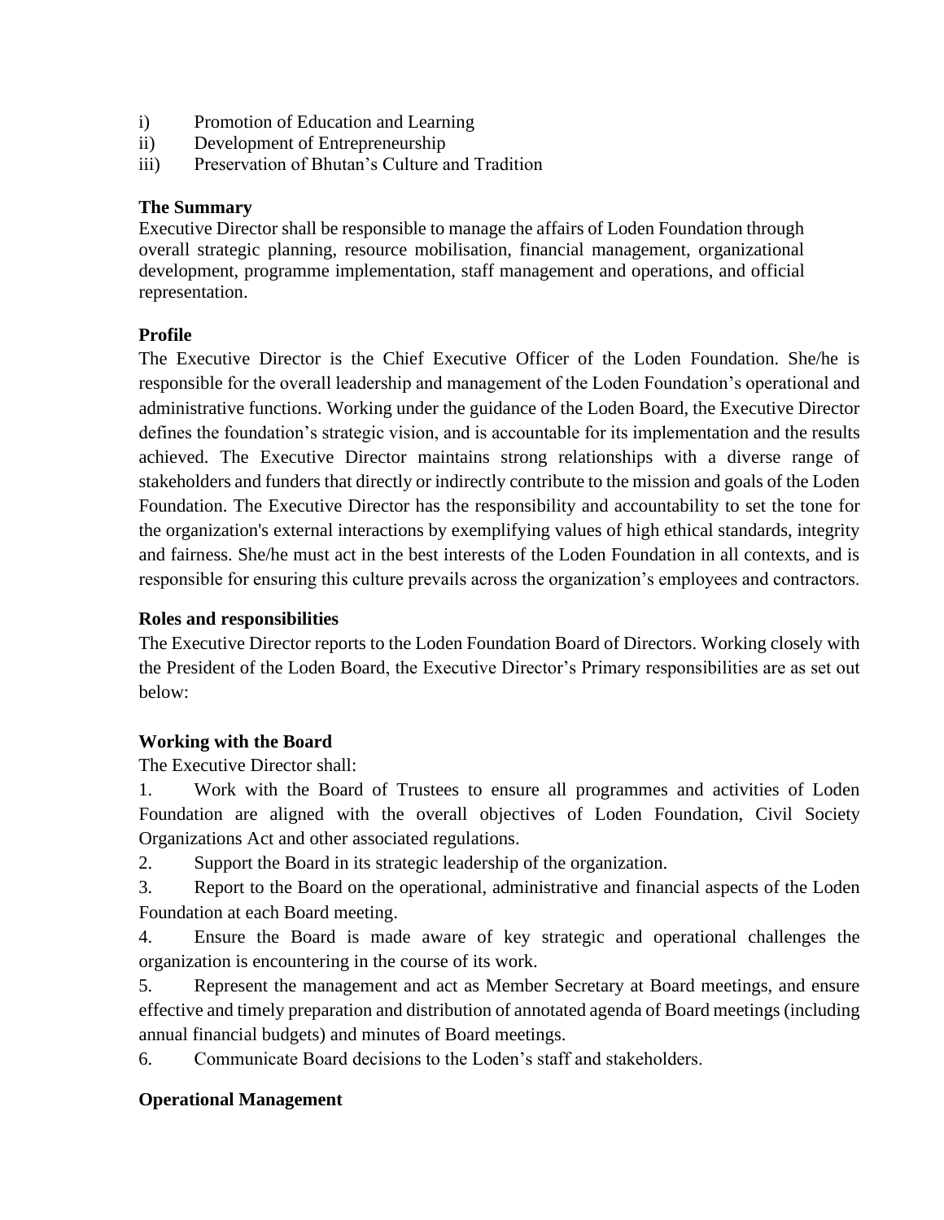i) Promotion of Education and Learning
ii) Development of Entrepreneurship
iii) Preservation of Bhutan's Culture and Tradition

**The Summary**

Executive Director shall be responsible to manage the affairs of Loden Foundation through overall strategic planning, resource mobilisation, financial management, organizational development, programme implementation, staff management and operations, and official representation.

**Profile**

The Executive Director is the Chief Executive Officer of the Loden Foundation. She/he is responsible for the overall leadership and management of the Loden Foundation's operational and administrative functions. Working under the guidance of the Loden Board, the Executive Director defines the foundation's strategic vision, and is accountable for its implementation and the results achieved. The Executive Director maintains strong relationships with a diverse range of stakeholders and funders that directly or indirectly contribute to the mission and goals of the Loden Foundation. The Executive Director has the responsibility and accountability to set the tone for the organization's external interactions by exemplifying values of high ethical standards, integrity and fairness. She/he must act in the best interests of the Loden Foundation in all contexts, and is responsible for ensuring this culture prevails across the organization's employees and contractors.

**Roles and responsibilities**

The Executive Director reports to the Loden Foundation Board of Directors. Working closely with the President of the Loden Board, the Executive Director's Primary responsibilities are as set out below:

**Working with the Board**

The Executive Director shall:

1. Work with the Board of Trustees to ensure all programmes and activities of Loden Foundation are aligned with the overall objectives of Loden Foundation, Civil Society Organizations Act and other associated regulations.
2. Support the Board in its strategic leadership of the organization.
3. Report to the Board on the operational, administrative and financial aspects of the Loden Foundation at each Board meeting.
4. Ensure the Board is made aware of key strategic and operational challenges the organization is encountering in the course of its work.
5. Represent the management and act as Member Secretary at Board meetings, and ensure effective and timely preparation and distribution of annotated agenda of Board meetings (including annual financial budgets) and minutes of Board meetings.
6. Communicate Board decisions to the Loden's staff and stakeholders.

**Operational Management**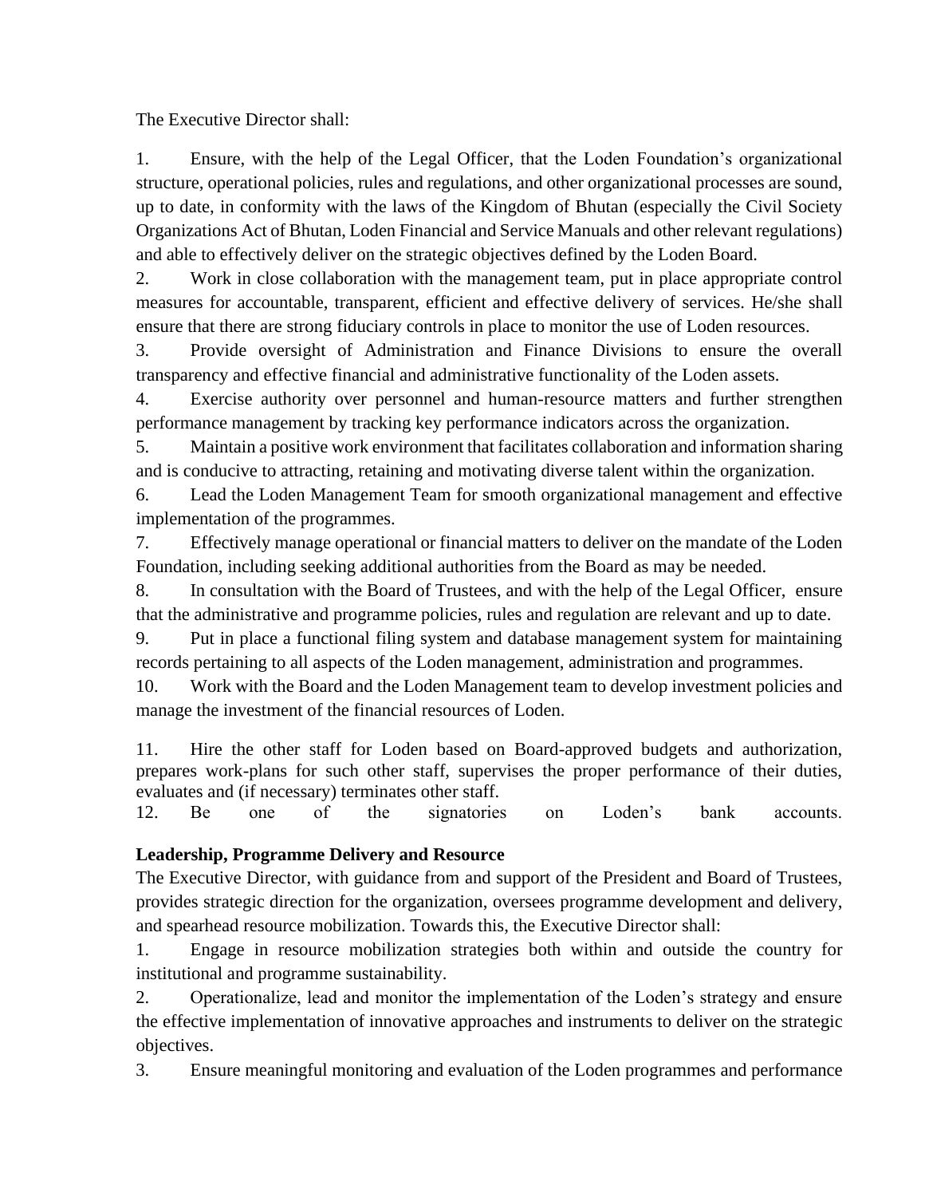The Executive Director shall:

1. Ensure, with the help of the Legal Officer, that the Loden Foundation's organizational structure, operational policies, rules and regulations, and other organizational processes are sound, up to date, in conformity with the laws of the Kingdom of Bhutan (especially the Civil Society Organizations Act of Bhutan, Loden Financial and Service Manuals and other relevant regulations) and able to effectively deliver on the strategic objectives defined by the Loden Board.
2. Work in close collaboration with the management team, put in place appropriate control measures for accountable, transparent, efficient and effective delivery of services. He/she shall ensure that there are strong fiduciary controls in place to monitor the use of Loden resources.
3. Provide oversight of Administration and Finance Divisions to ensure the overall transparency and effective financial and administrative functionality of the Loden assets.
4. Exercise authority over personnel and human-resource matters and further strengthen performance management by tracking key performance indicators across the organization.
5. Maintain a positive work environment that facilitates collaboration and information sharing and is conducive to attracting, retaining and motivating diverse talent within the organization.
6. Lead the Loden Management Team for smooth organizational management and effective implementation of the programmes.
7. Effectively manage operational or financial matters to deliver on the mandate of the Loden Foundation, including seeking additional authorities from the Board as may be needed.
8. In consultation with the Board of Trustees, and with the help of the Legal Officer, ensure that the administrative and programme policies, rules and regulation are relevant and up to date.
9. Put in place a functional filing system and database management system for maintaining records pertaining to all aspects of the Loden management, administration and programmes.
10. Work with the Board and the Loden Management team to develop investment policies and manage the investment of the financial resources of Loden.
11. Hire the other staff for Loden based on Board-approved budgets and authorization, prepares work-plans for such other staff, supervises the proper performance of their duties, evaluates and (if necessary) terminates other staff.
12. Be one of the signatories on Loden's bank accounts.

**Leadership, Programme Delivery and Resource**

The Executive Director, with guidance from and support of the President and Board of Trustees, provides strategic direction for the organization, oversees programme development and delivery, and spearhead resource mobilization. Towards this, the Executive Director shall:

1. Engage in resource mobilization strategies both within and outside the country for institutional and programme sustainability.
2. Operationalize, lead and monitor the implementation of the Loden's strategy and ensure the effective implementation of innovative approaches and instruments to deliver on the strategic objectives.
3. Ensure meaningful monitoring and evaluation of the Loden programmes and performance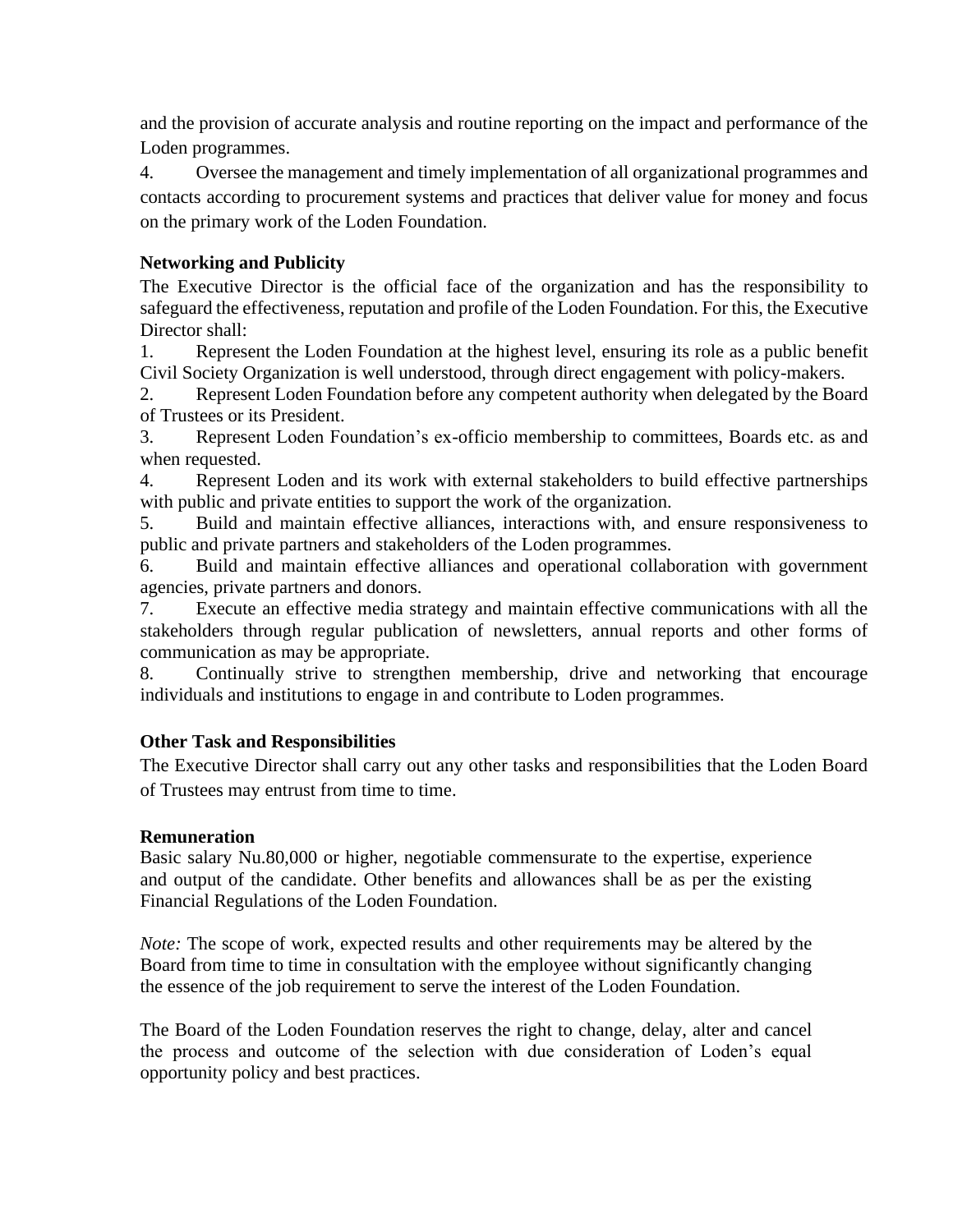and the provision of accurate analysis and routine reporting on the impact and performance of the Loden programmes.

4. Oversee the management and timely implementation of all organizational programmes and contacts according to procurement systems and practices that deliver value for money and focus on the primary work of the Loden Foundation.

**Networking and Publicity**

The Executive Director is the official face of the organization and has the responsibility to safeguard the effectiveness, reputation and profile of the Loden Foundation. For this, the Executive Director shall:

1. Represent the Loden Foundation at the highest level, ensuring its role as a public benefit Civil Society Organization is well understood, through direct engagement with policy-makers.
2. Represent Loden Foundation before any competent authority when delegated by the Board of Trustees or its President.
3. Represent Loden Foundation's ex-officio membership to committees, Boards etc. as and when requested.
4. Represent Loden and its work with external stakeholders to build effective partnerships with public and private entities to support the work of the organization.
5. Build and maintain effective alliances, interactions with, and ensure responsiveness to public and private partners and stakeholders of the Loden programmes.
6. Build and maintain effective alliances and operational collaboration with government agencies, private partners and donors.
7. Execute an effective media strategy and maintain effective communications with all the stakeholders through regular publication of newsletters, annual reports and other forms of communication as may be appropriate.
8. Continually strive to strengthen membership, drive and networking that encourage individuals and institutions to engage in and contribute to Loden programmes.

**Other Task and Responsibilities**

The Executive Director shall carry out any other tasks and responsibilities that the Loden Board of Trustees may entrust from time to time.

**Remuneration**

Basic salary Nu.80,000 or higher, negotiable commensurate to the expertise, experience and output of the candidate. Other benefits and allowances shall be as per the existing Financial Regulations of the Loden Foundation.

*Note:* The scope of work, expected results and other requirements may be altered by the Board from time to time in consultation with the employee without significantly changing the essence of the job requirement to serve the interest of the Loden Foundation.

The Board of the Loden Foundation reserves the right to change, delay, alter and cancel the process and outcome of the selection with due consideration of Loden's equal opportunity policy and best practices.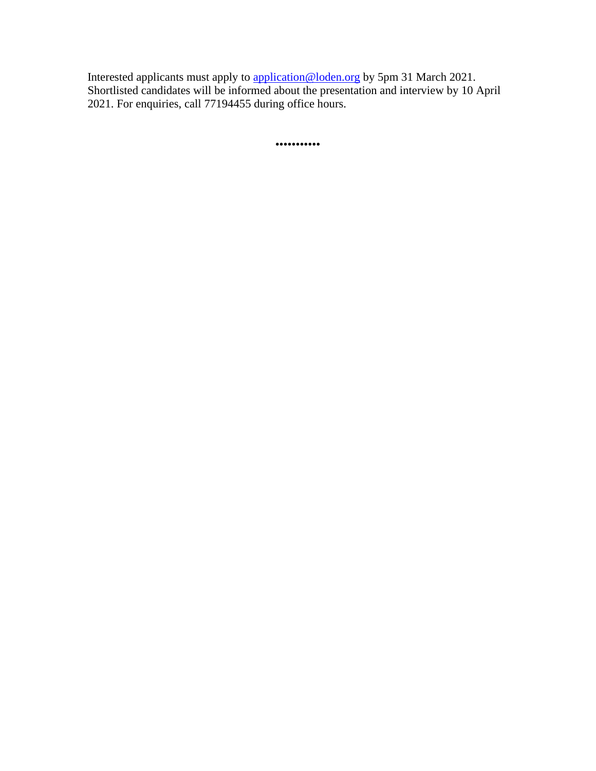Interested applicants must apply to application@loden.org by 5pm 31 March 2021. Shortlisted candidates will be informed about the presentation and interview by 10 April 2021. For enquiries, call 77194455 during office hours.

•••••••••••